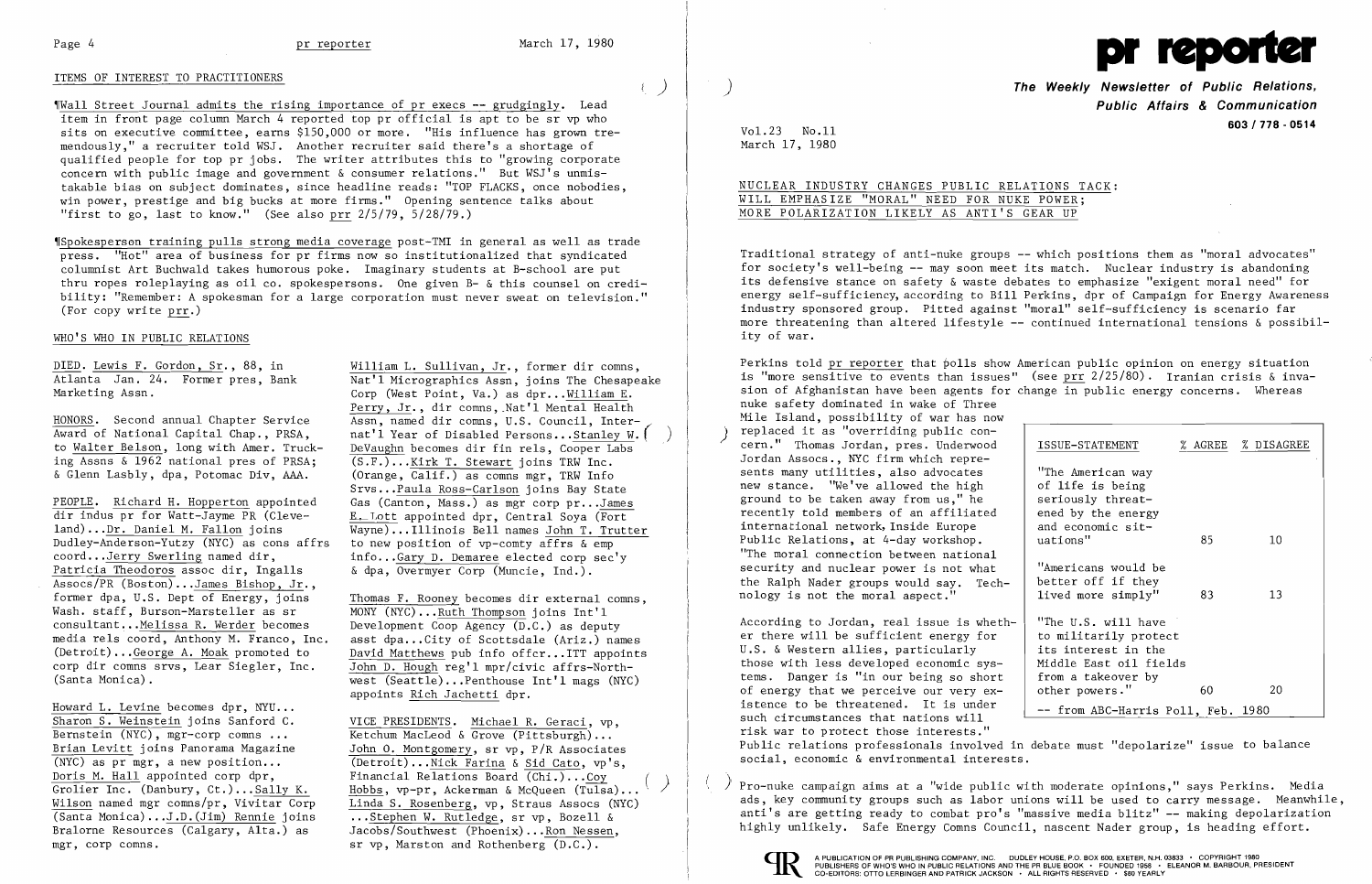## ITEMS OF INTEREST TO PRACTITIONERS

¶Wall Street Journal admits the rising importance of pr execs -- grudgingly. Lead item in front page column March 4 reported top pr official is apt to be sr vp who sits on executive committee, earns $150,000 or more. "His influence has grown tremendously," a recruiter told WSJ. Another recruiter said there's a shortage of qualified people for top pr jobs. The writer attributes this to "growing corporate concern with public image and government & consumer relations." But WSJ's unmistakable bias on subject dominates, since headline reads: "TOP FLACKS, once nobodies, win power, prestige and big bucks at more firms." Opening sentence talks about "first to go, last to know." (See also prr 2/5/79, 5/28/79.)

¶Spokesperson training pulls strong media coverage post-TMI in general as well as trade press. "Hot" area of business for pr firms now so institutionalized that syndicated columnist Art Buchwald takes humorous poke. Imaginary students at B-school are put thru ropes roleplaying as oil co. spokespersons. One given B- & this counsel on credibility: "Remember: A spokesman for a large corporation must never sweat on television." (For copy write prr.)

## WHO'S WHO IN PUBLIC RELATIONS

DIED. Lewis F. Gordon, Sr., 88, in Atlanta Jan. 24. Former pres, Bank Marketing Assn.

HONORS. Second annual Chapter Service Award of National Capital Chap., PRSA, to Walter Belson, long with Amer. Trucking Assns & 1962 national pres of PRSA; & Glenn Lasbly, dpa, Potomac Div, AAA.

PEOPLE. Richard H. Hopperton appointed dir indus pr for Watt-Jayme PR (Cleveland)...Dr. Daniel M. Fallon joins Dudley-Anderson-Yutzy (NYC) as cons affrs coord...Jerry Swerling named dir, Patricia Theodoros assoc dir, Ingalls Assocs/PR (Boston)...James Bishop, Jr., former dpa, U.S. Dept of Energy, joins Wash. staff, Burson-Marsteller as sr consultant...Melissa R. Werder becomes media rels coord, Anthony M. Franco, Inc. (Detroit)...George A. Moak promoted to corp dir comns srvs, Lear Siegler, Inc. (Santa Monica).

Howard L. Levine becomes dpr, NYU... Sharon S. Weinstein joins Sanford C. Bernstein (NYC), mgr-corp comns ... Brian Levitt joins Panorama Magazine (NYC) as pr mgr, a new position... Doris M. Hall appointed corp dpr, Grolier Inc. (Danbury, Ct.)...Sally K. Wilson named mgr comns/pr, Vivitar Corp (Santa Monica)...J.D.(Jim) Rennie joins Bralorne Resources (Calgary, Alta.) as mgr, corp comns.

William L. Sullivan, Jr., former dir comns, Nat'l Micrographics Assn, joins The Chesapeake Corp (West Point, Va.) as dpr...William E. Perry, Jr., dir comns, Nat'l Mental Health Assn, named dir comns, U.S. Council, Int'l Year of Disabled Persons...Stanley W. DeVaughn becomes dir fin rels, Cooper Labs (S.F.)...Kirk T. Stewart joins TRW Inc. (Orange, Calif.) as comns mgr, TRW Info Srvs...Paula Ross-Carlson joins Bay State Gas (Canton, Mass.) as mgr corp pr...James E. Lott appointed dpr, Central Soya (Fort Wayne)...Illinois Bell names John T. Trutter to new position of vp-comty affrs & emp info...Gary D. Demaree elected corp sec'y & dpa, Overmyer Corp (Muncie, Ind.).

Thomas F. Rooney becomes dir external comns, MONY (NYC)...Ruth Thompson joins Int'l Development Coop Agency (D.C.) as deputy asst dpa...City of Scottsdale (Ariz.) names David Matthews pub info offcr...ITT appoints John D. Hough reg'l mpr/civic affrs-Northwest (Seattle)...Penthouse Int'l mags (NYC) appoints Rich Jachetti dpr.

VICE PRESIDENTS. Michael R. Geraci, vp, Ketchum MacLeod & Grove (Pittsburgh)... John O. Montgomery, sr vp, P/R Associates (Detroit)...Nick Farina & Sid Cato, vp's, Financial Relations Board (Chi.)...Coy Hobbs, vp-pr, Ackerman & McQueen (Tulsa)... Linda S. Rosenberg, vp, Straus Assocs (NYC) ...Stephen W. Rutledge, sr vp, Bozell & Jacobs/Southwest (Phoenix)...Ron Nessen, sr vp, Marston and Rothenberg (D.C.).

# pr reporter

**The Weekly Newsletter of Public Relations, Public Affairs & Communication**

**603 / 778 - 0514**

Vol.23 No.11
March 17, 1980

## NUCLEAR INDUSTRY CHANGES PUBLIC RELATIONS TACK: WILL EMPHASIZE "MORAL" NEED FOR NUKE POWER; MORE POLARIZATION LIKELY AS ANTI'S GEAR UP

Traditional strategy of anti-nuke groups -- which positions them as "moral advocates" for society's well-being -- may soon meet its match. Nuclear industry is abandoning its defensive stance on safety & waste debates to emphasize "exigent moral need" for energy self-sufficiency, according to Bill Perkins, dpr of Campaign for Energy Awareness industry sponsored group. Pitted against "moral" self-sufficiency is scenario far more threatening than altered lifestyle -- continued international tensions & possibility of war.

Perkins told pr reporter that polls show American public opinion on energy situation is "more sensitive to events than issues" (see prr 2/25/80). Iranian crisis & invasion of Afghanistan have been agents for change in public energy concerns. Whereas nuke safety dominated in wake of Three Mile Island, possibility of war has now replaced it as "overriding public concern." Thomas Jordan, pres. Underwood Jordan Assocs., NYC firm which represents many utilities, also advocates new stance. "We've allowed the high ground to be taken away from us," he recently told members of an affiliated international network, Inside Europe Public Relations, at 4-day workshop. "The moral connection between national security and nuclear power is not what the Ralph Nader groups would say. Technology is not the moral aspect."

| ISSUE-STATEMENT | % AGREE | % DISAGREE |
|---|---|---|
| "The American way of life is being seriously threatened by the energy and economic situations" | 85 | 10 |
| "Americans would be better off if they lived more simply" | 83 | 13 |
| "The U.S. will have to militarily protect its interest in the Middle East oil fields from a takeover by other powers." | 60 | 20 |

-- from ABC-Harris Poll, Feb. 1980

According to Jordan, real issue is whether there will be sufficient energy for U.S. & Western allies, particularly those with less developed economic systems. Danger is "in our being so short of energy that we perceive our very existence to be threatened. It is under such circumstances that nations will risk war to protect those interests." Public relations professionals involved in debate must "depolarize" issue to balance social, economic & environmental interests.

Pro-nuke campaign aims at a "wide public with moderate opinions," says Perkins. Media ads, key community groups such as labor unions will be used to carry message. Meanwhile, anti's are getting ready to combat pro's "massive media blitz" -- making depolarization highly unlikely. Safe Energy Comns Council, nascent Nader group, is heading effort.

A PUBLICATION OF PR PUBLISHING COMPANY, INC. DUDLEY HOUSE, P.O. BOX 600, EXETER, N.H. 03833 • COPYRIGHT 1980 PUBLISHERS OF WHO'S WHO IN PUBLIC RELATIONS AND THE PR BLUE BOOK • FOUNDED 1958 • ELEANOR M. BARBOUR, PRESIDENT CO-EDITORS: OTTO LERBINGER AND PATRICK JACKSON • ALL RIGHTS RESERVED • $80 YEARLY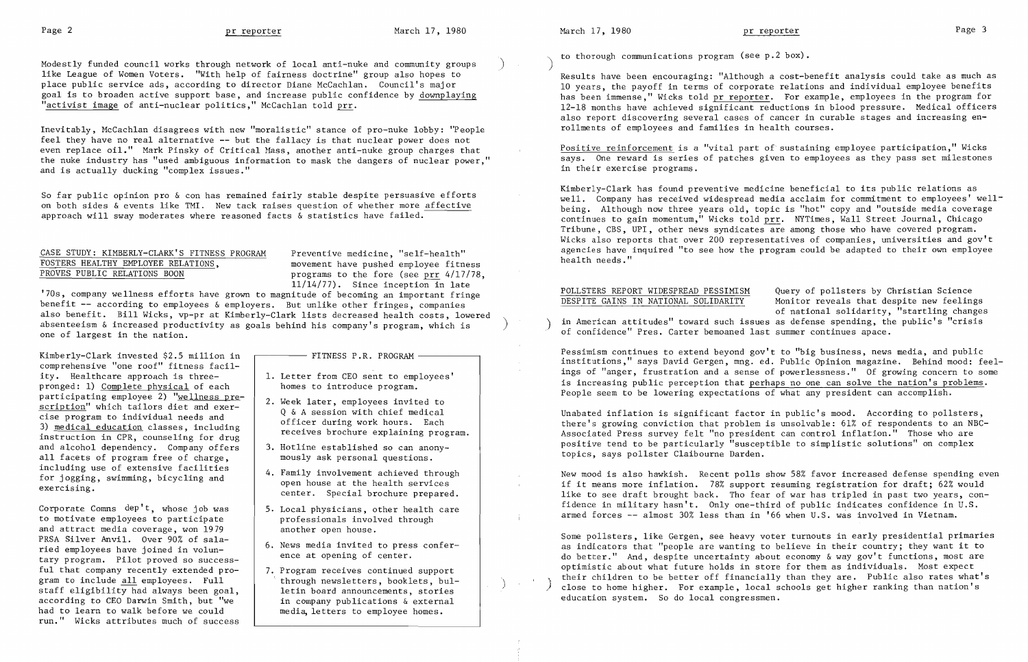Modestly funded council works through network of local anti-nuke and community groups like League of Women Voters. "With help of fairness doctrine" group also hopes to place public service ads, according to director Diane McCachlan. Council's major goal is to broaden active support base, and increase public confidence by downplaying "activist image of anti-nuclear politics," McCachlan told prr.

Inevitably, McCachlan disagrees with new "moralistic" stance of pro-nuke lobby: "People feel they have no real alternative -- but the fallacy is that nuclear power does not even replace oil." Mark Pinsky of Critical Mass, another anti-nuke group charges that the nuke industry has "used ambiguous information to mask the dangers of nuclear power," and is actually ducking "complex issues."

So far public opinion pro & con has remained fairly stable despite persuasive efforts on both sides & events like TMI. New tack raises question of whether more affective approach will sway moderates where reasoned facts & statistics have failed.

## CASE STUDY: KIMBERLY-CLARK'S FITNESS PROGRAM FOSTERS HEALTHY EMPLOYEE RELATIONS, PROVES PUBLIC RELATIONS BOON

Preventive medicine, "self-health" movement have pushed employee fitness programs to the fore (see prr 4/17/78, 11/14/77). Since inception in late '70s, company wellness efforts have grown to magnitude of becoming an important fringe benefit -- according to employees & employers. But unlike other fringes, companies also benefit. Bill Wicks, vp-pr at Kimberly-Clark lists decreased health costs, lowered absenteeism & increased productivity as goals behind his company's program, which is one of largest in the nation.

Kimberly-Clark invested $2.5 million in comprehensive "one roof" fitness facility. Healthcare approach is three-pronged: 1) Complete physical of each participating employee 2) "wellness prescription" which tailors diet and exercise program to individual needs and 3) medical education classes, including instruction in CPR, counseling for drug and alcohol dependency. Company offers all facets of program free of charge, including use of extensive facilities for jogging, swimming, bicycling and exercising.

Corporate Comns dep't, whose job was to motivate employees to participate and attract media coverage, won 1979 PRSA Silver Anvil. Over 90% of salaried employees have joined in voluntary program. Pilot proved so successful that company recently extended program to include all employees. Full staff eligibility had always been goal, according to CEO Darwin Smith, but "we had to learn to walk before we could run." Wicks attributes much of success to thorough communications program (see p.2 box).

> **FITNESS P.R. PROGRAM**
>
> 1. Letter from CEO sent to employees' homes to introduce program.
> 2. Week later, employees invited to Q & A session with chief medical officer during work hours. Each receives brochure explaining program.
> 3. Hotline established so can anonymously ask personal questions.
> 4. Family involvement achieved through open house at the health services center. Special brochure prepared.
> 5. Local physicians, other health care professionals involved through another open house.
> 6. News media invited to press conference at opening of center.
> 7. Program receives continued support through newsletters, booklets, bulletin board announcements, stories in company publications & external media, letters to employee homes.

Results have been encouraging: "Although a cost-benefit analysis could take as much as 10 years, the payoff in terms of corporate relations and individual employee benefits has been immense," Wicks told pr reporter. For example, employees in the program for 12-18 months have achieved significant reductions in blood pressure. Medical officers also report discovering several cases of cancer in curable stages and increasing enrollments of employees and families in health courses.

Positive reinforcement is a "vital part of sustaining employee participation," Wicks says. One reward is series of patches given to employees as they pass set milestones in their exercise programs.

Kimberly-Clark has found preventive medicine beneficial to its public relations as well. Company has received widespread media acclaim for commitment to employees' well-being. Although now three years old, topic is "hot" copy and "outside media coverage continues to gain momentum," Wicks told prr. NYTimes, Wall Street Journal, Chicago Tribune, CBS, UPI, other news syndicates are among those who have covered program. Wicks also reports that over 200 representatives of companies, universities and gov't agencies have inquired "to see how the program could be adapted to their own employee health needs."

## POLLSTERS REPORT WIDESPREAD PESSIMISM DESPITE GAINS IN NATIONAL SOLIDARITY

Query of pollsters by Christian Science Monitor reveals that despite new feelings of national solidarity, "startling changes in American attitudes" toward such issues as defense spending, the public's "crisis of confidence" Pres. Carter bemoaned last summer continues apace.

Pessimism continues to extend beyond gov't to "big business, news media, and public institutions," says David Gergen, mng. ed. Public Opinion magazine. Behind mood: feelings of "anger, frustration and a sense of powerlessness." Of growing concern to some is increasing public perception that perhaps no one can solve the nation's problems. People seem to be lowering expectations of what any president can accomplish.

Unabated inflation is significant factor in public's mood. According to pollsters, there's growing conviction that problem is unsolvable: 61% of respondents to an NBC-Associated Press survey felt "no president can control inflation." Those who are positive tend to be particularly "susceptible to simplistic solutions" on complex topics, says pollster Claibourne Darden.

New mood is also hawkish. Recent polls show 58% favor increased defense spending even if it means more inflation. 78% support resuming registration for draft; 62% would like to see draft brought back. Tho fear of war has tripled in past two years, confidence in military hasn't. Only one-third of public indicates confidence in U.S. armed forces -- almost 30% less than in '66 when U.S. was involved in Vietnam.

Some pollsters, like Gergen, see heavy voter turnouts in early presidential primaries as indicators that "people are wanting to believe in their country; they want it to do better." And, despite uncertainty about economy & way gov't functions, most are optimistic about what future holds in store for them as individuals. Most expect their children to be better off financially than they are. Public also rates what's close to home higher. For example, local schools get higher ranking than nation's education system. So do local congressmen.